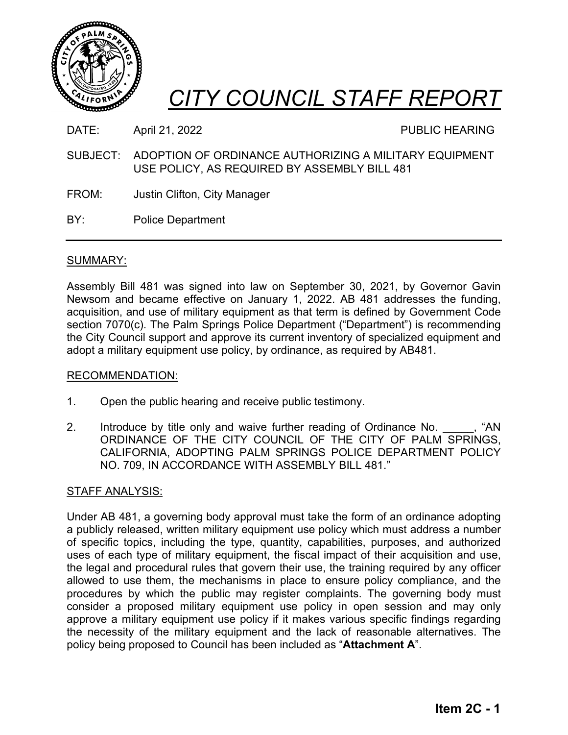# CITY COUNCIL STAFF REPORT

DATE: April 21, 2022 PUBLIC HEARING

SUBJECT: ADOPTION OF ORDINANCE AUTHORIZING A MILITARY EQUIPMENT USE POLICY, AS REQUIRED BY ASSEMBLY BILL 481

FROM: Justin Clifton, City Manager

BY: Police Department

---

## SUMMARY:

Assembly Bill 481 was signed into law on September 30, 2021, by Governor Gavin Newsom and became effective on January 1, 2022. AB 481 addresses the funding, acquisition, and use of military equipment as that term is defined by Government Code section 7070(c). The Palm Springs Police Department ("Department") is recommending the City Council support and approve its current inventory of specialized equipment and adopt a military equipment use policy, by ordinance, as required by AB481.

## RECOMMENDATION:

1. Open the public hearing and receive public testimony.

2. Introduce by title only and waive further reading of Ordinance No. _____, "AN ORDINANCE OF THE CITY COUNCIL OF THE CITY OF PALM SPRINGS, CALIFORNIA, ADOPTING PALM SPRINGS POLICE DEPARTMENT POLICY NO. 709, IN ACCORDANCE WITH ASSEMBLY BILL 481."

## STAFF ANALYSIS:

Under AB 481, a governing body approval must take the form of an ordinance adopting a publicly released, written military equipment use policy which must address a number of specific topics, including the type, quantity, capabilities, purposes, and authorized uses of each type of military equipment, the fiscal impact of their acquisition and use, the legal and procedural rules that govern their use, the training required by any officer allowed to use them, the mechanisms in place to ensure policy compliance, and the procedures by which the public may register complaints. The governing body must consider a proposed military equipment use policy in open session and may only approve a military equipment use policy if it makes various specific findings regarding the necessity of the military equipment and the lack of reasonable alternatives. The policy being proposed to Council has been included as "**Attachment A**".

**Item 2C - 1**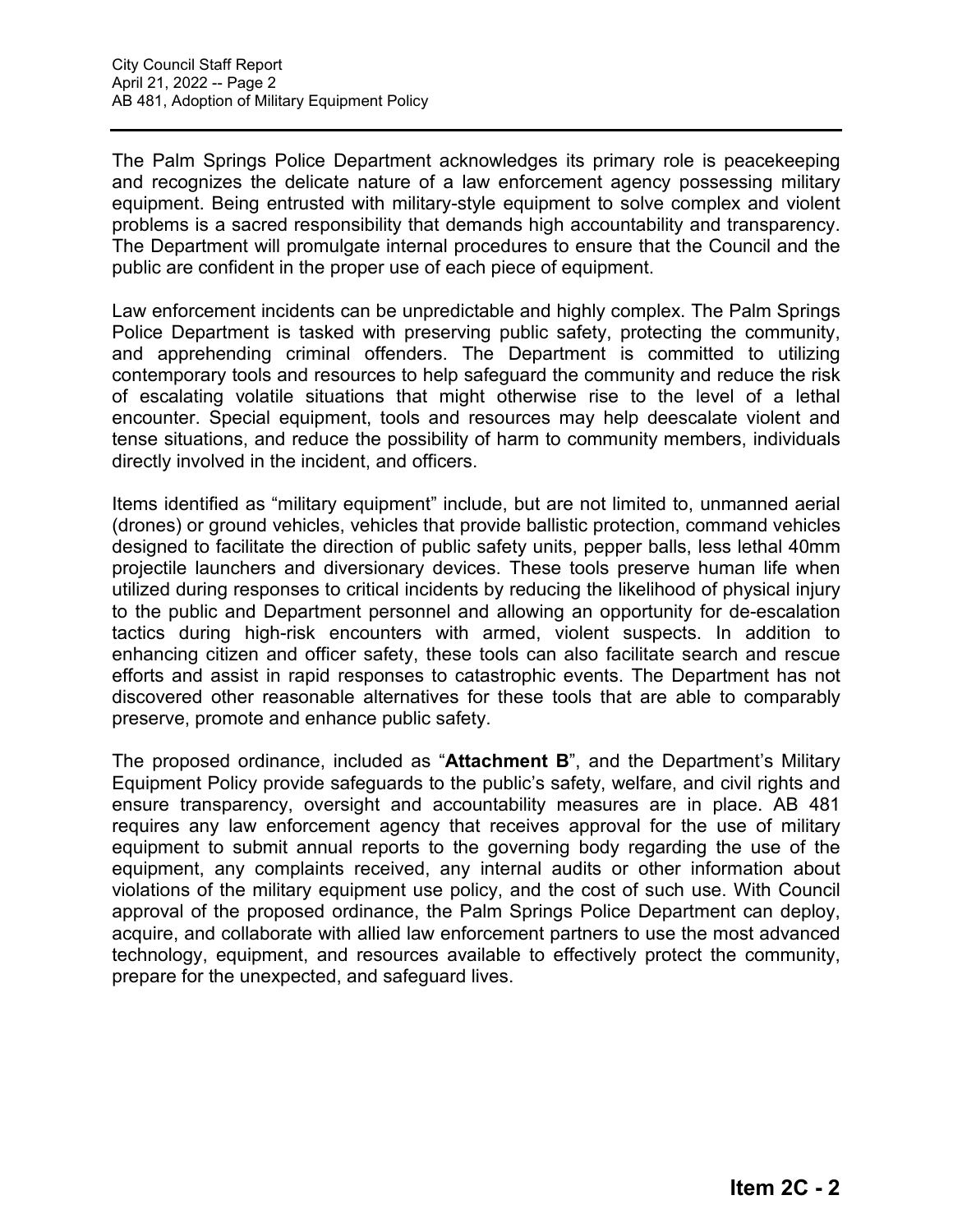The Palm Springs Police Department acknowledges its primary role is peacekeeping and recognizes the delicate nature of a law enforcement agency possessing military equipment. Being entrusted with military-style equipment to solve complex and violent problems is a sacred responsibility that demands high accountability and transparency. The Department will promulgate internal procedures to ensure that the Council and the public are confident in the proper use of each piece of equipment.

Law enforcement incidents can be unpredictable and highly complex. The Palm Springs Police Department is tasked with preserving public safety, protecting the community, and apprehending criminal offenders. The Department is committed to utilizing contemporary tools and resources to help safeguard the community and reduce the risk of escalating volatile situations that might otherwise rise to the level of a lethal encounter. Special equipment, tools and resources may help deescalate violent and tense situations, and reduce the possibility of harm to community members, individuals directly involved in the incident, and officers.

Items identified as "military equipment" include, but are not limited to, unmanned aerial (drones) or ground vehicles, vehicles that provide ballistic protection, command vehicles designed to facilitate the direction of public safety units, pepper balls, less lethal 40mm projectile launchers and diversionary devices. These tools preserve human life when utilized during responses to critical incidents by reducing the likelihood of physical injury to the public and Department personnel and allowing an opportunity for de-escalation tactics during high-risk encounters with armed, violent suspects. In addition to enhancing citizen and officer safety, these tools can also facilitate search and rescue efforts and assist in rapid responses to catastrophic events. The Department has not discovered other reasonable alternatives for these tools that are able to comparably preserve, promote and enhance public safety.

The proposed ordinance, included as "**Attachment B**", and the Department's Military Equipment Policy provide safeguards to the public's safety, welfare, and civil rights and ensure transparency, oversight and accountability measures are in place. AB 481 requires any law enforcement agency that receives approval for the use of military equipment to submit annual reports to the governing body regarding the use of the equipment, any complaints received, any internal audits or other information about violations of the military equipment use policy, and the cost of such use. With Council approval of the proposed ordinance, the Palm Springs Police Department can deploy, acquire, and collaborate with allied law enforcement partners to use the most advanced technology, equipment, and resources available to effectively protect the community, prepare for the unexpected, and safeguard lives.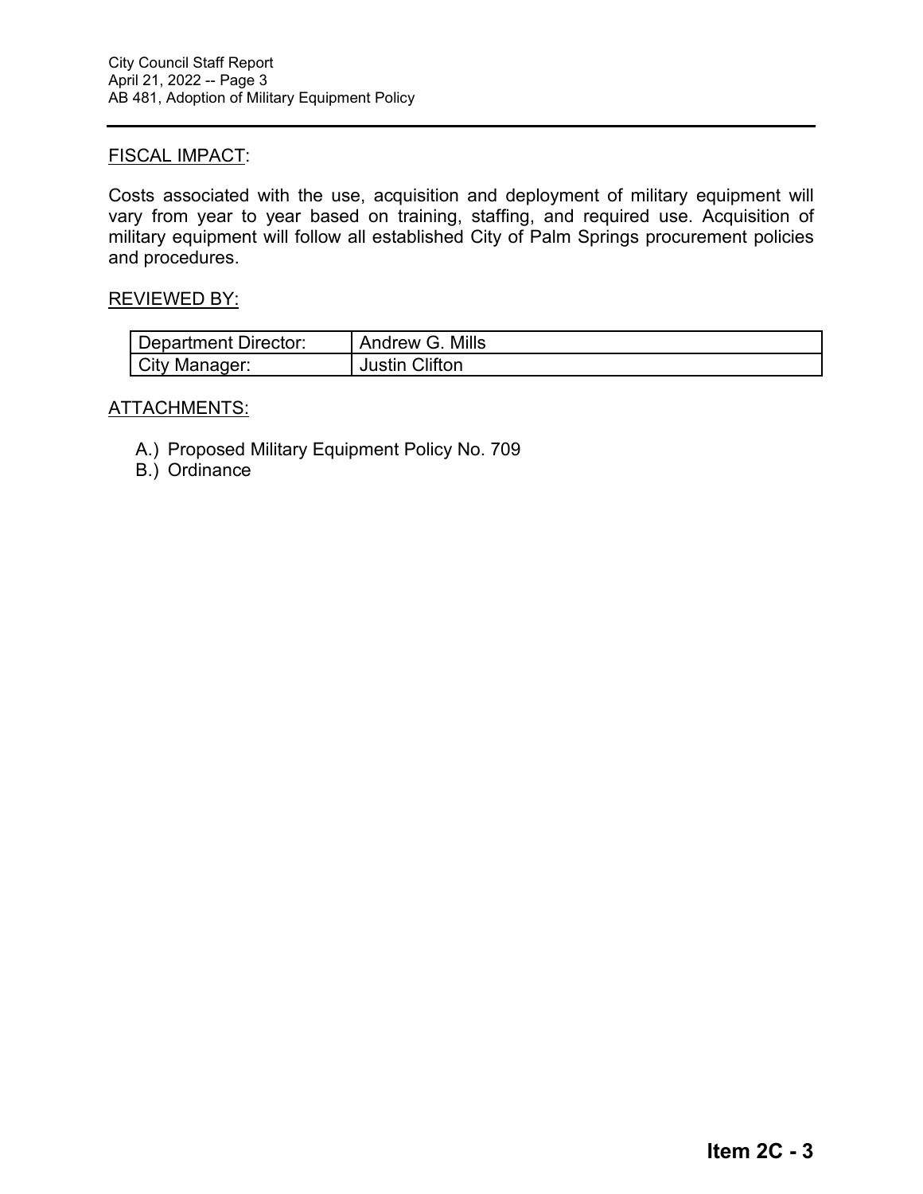FISCAL IMPACT:

Costs associated with the use, acquisition and deployment of military equipment will vary from year to year based on training, staffing, and required use. Acquisition of military equipment will follow all established City of Palm Springs procurement policies and procedures.

REVIEWED BY:

| Department Director: | Andrew G. Mills |
|---|---|
| City Manager: | Justin Clifton |

ATTACHMENTS:

A.) Proposed Military Equipment Policy No. 709
B.) Ordinance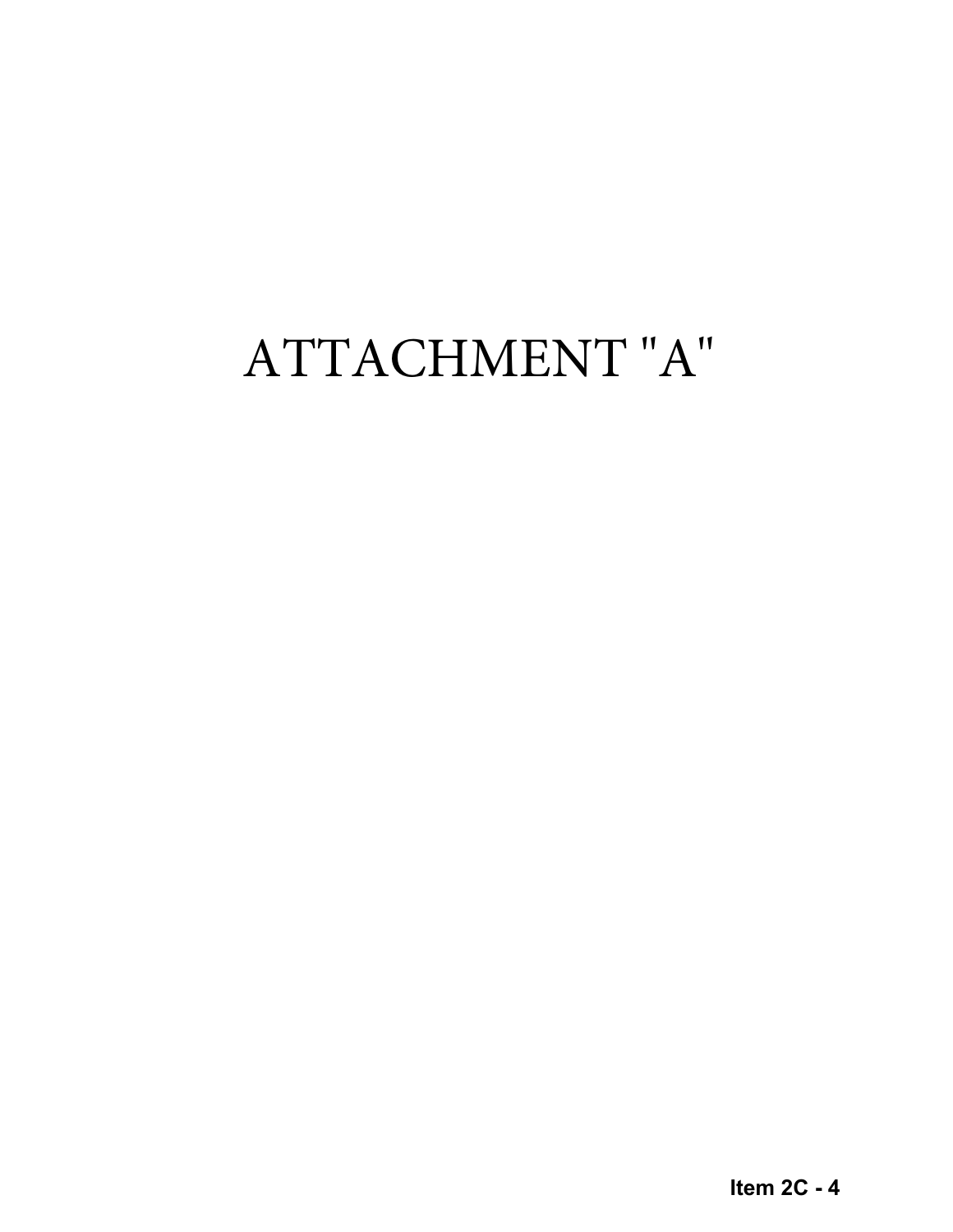# ATTACHMENT "A"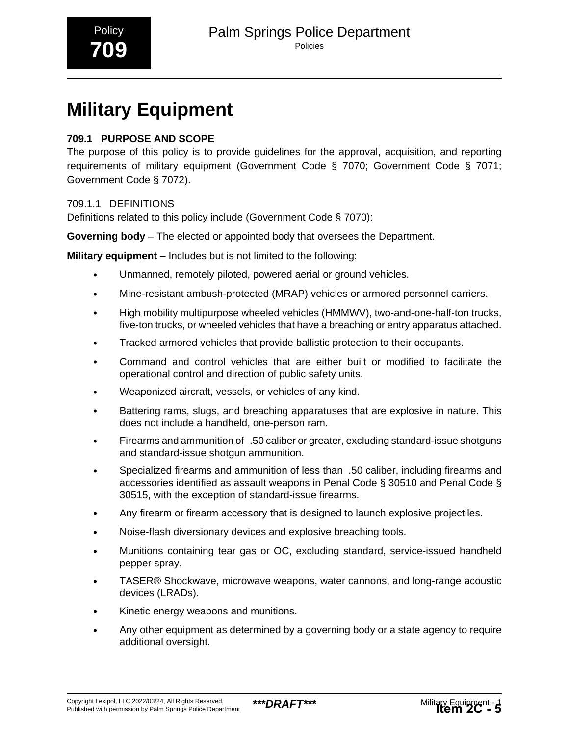Policy **709**

# Military Equipment

### 709.1 PURPOSE AND SCOPE

The purpose of this policy is to provide guidelines for the approval, acquisition, and reporting requirements of military equipment (Government Code § 7070; Government Code § 7071; Government Code § 7072).

#### 709.1.1 DEFINITIONS

Definitions related to this policy include (Government Code § 7070):

**Governing body** – The elected or appointed body that oversees the Department.

**Military equipment** – Includes but is not limited to the following:

- Unmanned, remotely piloted, powered aerial or ground vehicles.
- Mine-resistant ambush-protected (MRAP) vehicles or armored personnel carriers.
- High mobility multipurpose wheeled vehicles (HMMWV), two-and-one-half-ton trucks, five-ton trucks, or wheeled vehicles that have a breaching or entry apparatus attached.
- Tracked armored vehicles that provide ballistic protection to their occupants.
- Command and control vehicles that are either built or modified to facilitate the operational control and direction of public safety units.
- Weaponized aircraft, vessels, or vehicles of any kind.
- Battering rams, slugs, and breaching apparatuses that are explosive in nature. This does not include a handheld, one-person ram.
- Firearms and ammunition of .50 caliber or greater, excluding standard-issue shotguns and standard-issue shotgun ammunition.
- Specialized firearms and ammunition of less than .50 caliber, including firearms and accessories identified as assault weapons in Penal Code § 30510 and Penal Code § 30515, with the exception of standard-issue firearms.
- Any firearm or firearm accessory that is designed to launch explosive projectiles.
- Noise-flash diversionary devices and explosive breaching tools.
- Munitions containing tear gas or OC, excluding standard, service-issued handheld pepper spray.
- TASER® Shockwave, microwave weapons, water cannons, and long-range acoustic devices (LRADs).
- Kinetic energy weapons and munitions.
- Any other equipment as determined by a governing body or a state agency to require additional oversight.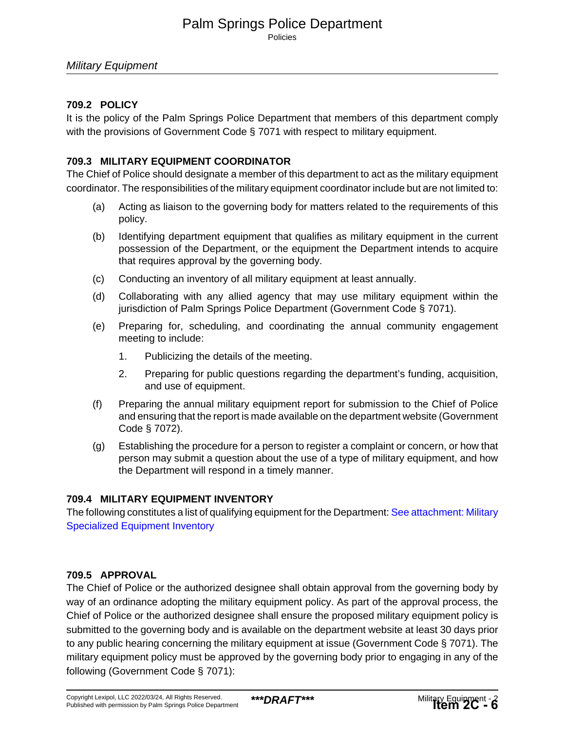## 709.2 POLICY

It is the policy of the Palm Springs Police Department that members of this department comply with the provisions of Government Code § 7071 with respect to military equipment.

## 709.3 MILITARY EQUIPMENT COORDINATOR

The Chief of Police should designate a member of this department to act as the military equipment coordinator. The responsibilities of the military equipment coordinator include but are not limited to:

(a) Acting as liaison to the governing body for matters related to the requirements of this policy.

(b) Identifying department equipment that qualifies as military equipment in the current possession of the Department, or the equipment the Department intends to acquire that requires approval by the governing body.

(c) Conducting an inventory of all military equipment at least annually.

(d) Collaborating with any allied agency that may use military equipment within the jurisdiction of Palm Springs Police Department (Government Code § 7071).

(e) Preparing for, scheduling, and coordinating the annual community engagement meeting to include:

1. Publicizing the details of the meeting.
2. Preparing for public questions regarding the department's funding, acquisition, and use of equipment.

(f) Preparing the annual military equipment report for submission to the Chief of Police and ensuring that the report is made available on the department website (Government Code § 7072).

(g) Establishing the procedure for a person to register a complaint or concern, or how that person may submit a question about the use of a type of military equipment, and how the Department will respond in a timely manner.

## 709.4 MILITARY EQUIPMENT INVENTORY

The following constitutes a list of qualifying equipment for the Department: See attachment: Military Specialized Equipment Inventory

## 709.5 APPROVAL

The Chief of Police or the authorized designee shall obtain approval from the governing body by way of an ordinance adopting the military equipment policy. As part of the approval process, the Chief of Police or the authorized designee shall ensure the proposed military equipment policy is submitted to the governing body and is available on the department website at least 30 days prior to any public hearing concerning the military equipment at issue (Government Code § 7071). The military equipment policy must be approved by the governing body prior to engaging in any of the following (Government Code § 7071):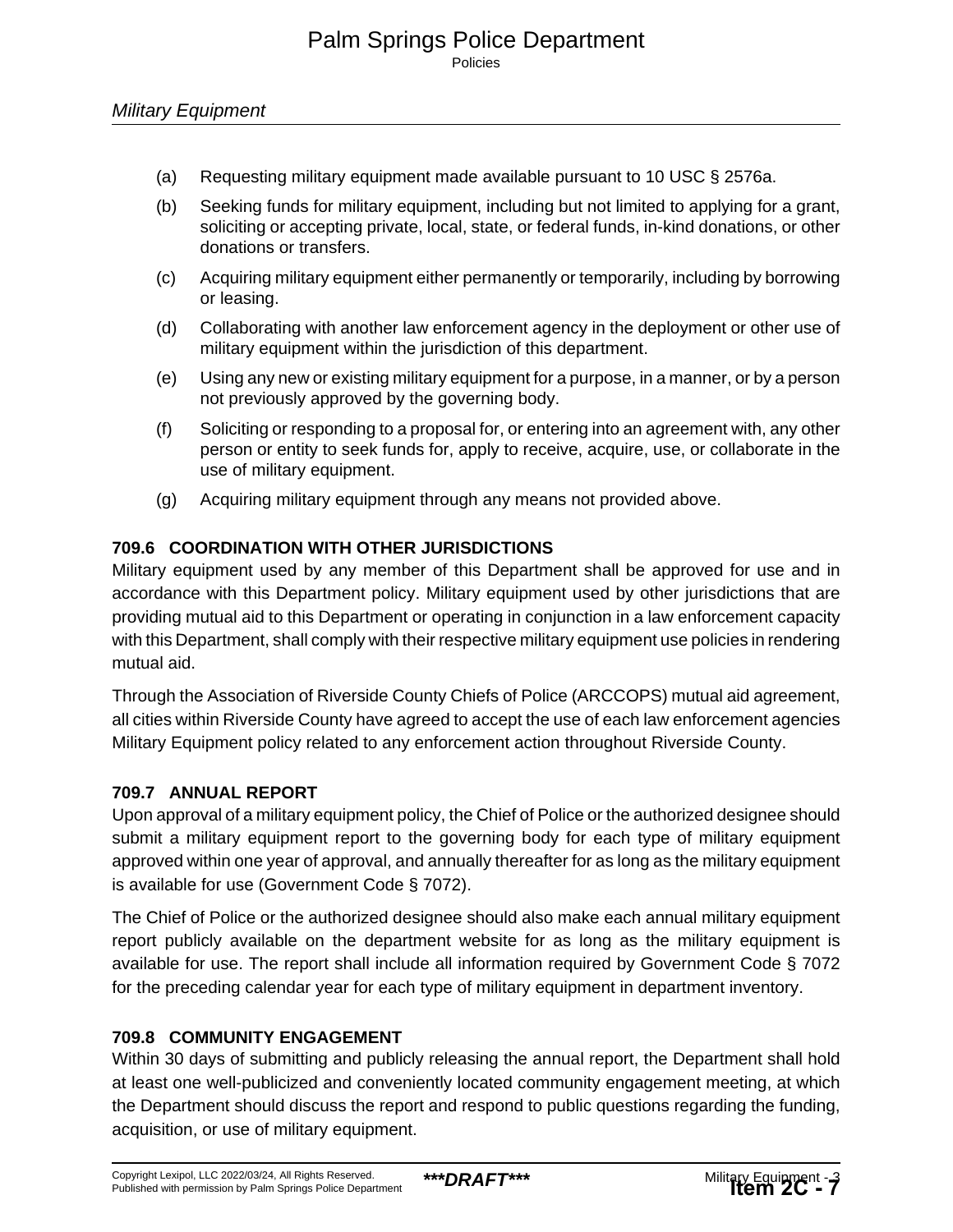(a) Requesting military equipment made available pursuant to 10 USC § 2576a.

(b) Seeking funds for military equipment, including but not limited to applying for a grant, soliciting or accepting private, local, state, or federal funds, in-kind donations, or other donations or transfers.

(c) Acquiring military equipment either permanently or temporarily, including by borrowing or leasing.

(d) Collaborating with another law enforcement agency in the deployment or other use of military equipment within the jurisdiction of this department.

(e) Using any new or existing military equipment for a purpose, in a manner, or by a person not previously approved by the governing body.

(f) Soliciting or responding to a proposal for, or entering into an agreement with, any other person or entity to seek funds for, apply to receive, acquire, use, or collaborate in the use of military equipment.

(g) Acquiring military equipment through any means not provided above.

### 709.6 COORDINATION WITH OTHER JURISDICTIONS

Military equipment used by any member of this Department shall be approved for use and in accordance with this Department policy. Military equipment used by other jurisdictions that are providing mutual aid to this Department or operating in conjunction in a law enforcement capacity with this Department, shall comply with their respective military equipment use policies in rendering mutual aid.

Through the Association of Riverside County Chiefs of Police (ARCCOPS) mutual aid agreement, all cities within Riverside County have agreed to accept the use of each law enforcement agencies Military Equipment policy related to any enforcement action throughout Riverside County.

### 709.7 ANNUAL REPORT

Upon approval of a military equipment policy, the Chief of Police or the authorized designee should submit a military equipment report to the governing body for each type of military equipment approved within one year of approval, and annually thereafter for as long as the military equipment is available for use (Government Code § 7072).

The Chief of Police or the authorized designee should also make each annual military equipment report publicly available on the department website for as long as the military equipment is available for use. The report shall include all information required by Government Code § 7072 for the preceding calendar year for each type of military equipment in department inventory.

### 709.8 COMMUNITY ENGAGEMENT

Within 30 days of submitting and publicly releasing the annual report, the Department shall hold at least one well-publicized and conveniently located community engagement meeting, at which the Department should discuss the report and respond to public questions regarding the funding, acquisition, or use of military equipment.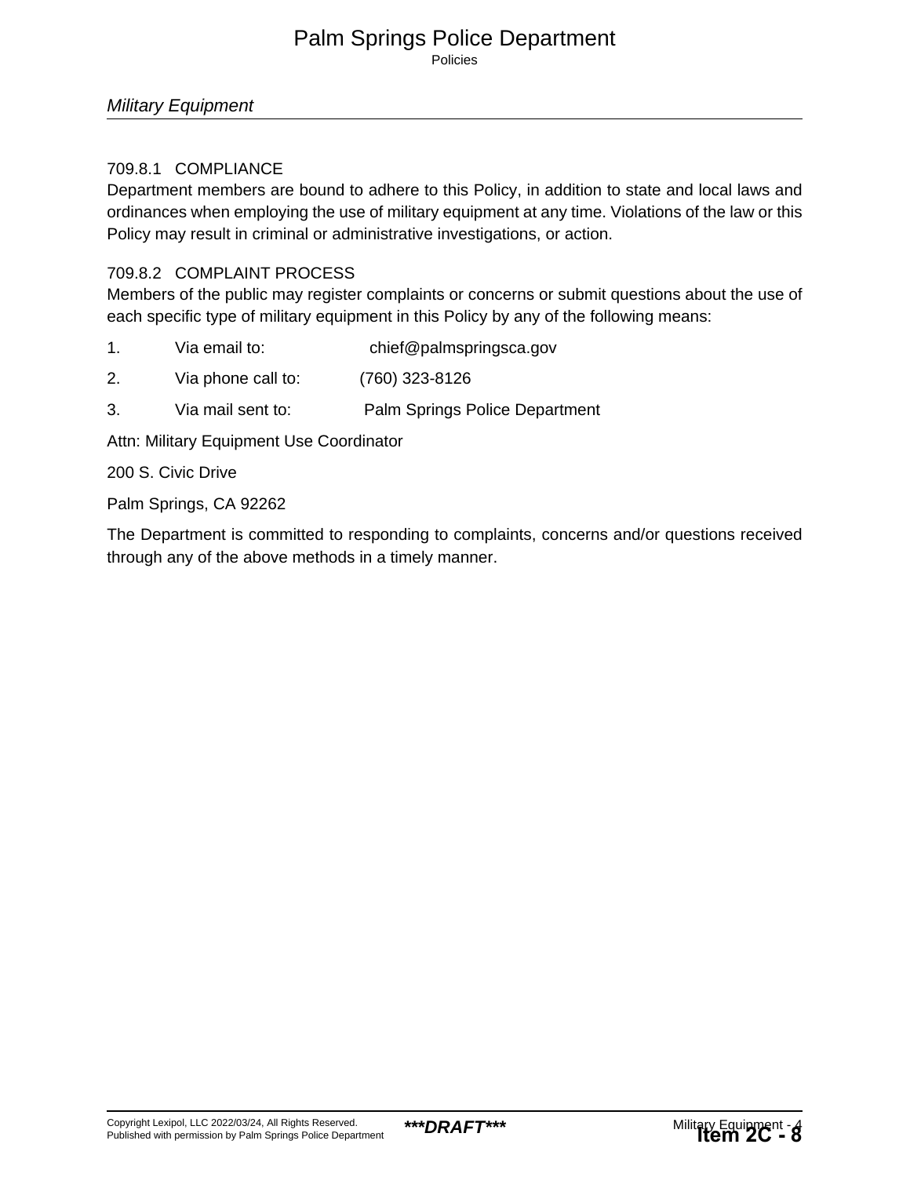#### 709.8.1 COMPLIANCE

Department members are bound to adhere to this Policy, in addition to state and local laws and ordinances when employing the use of military equipment at any time. Violations of the law or this Policy may result in criminal or administrative investigations, or action.

#### 709.8.2 COMPLAINT PROCESS

Members of the public may register complaints or concerns or submit questions about the use of each specific type of military equipment in this Policy by any of the following means:

1. Via email to: chief@palmspringsca.gov
2. Via phone call to: (760) 323-8126
3. Via mail sent to: Palm Springs Police Department

Attn: Military Equipment Use Coordinator

200 S. Civic Drive

Palm Springs, CA 92262

The Department is committed to responding to complaints, concerns and/or questions received through any of the above methods in a timely manner.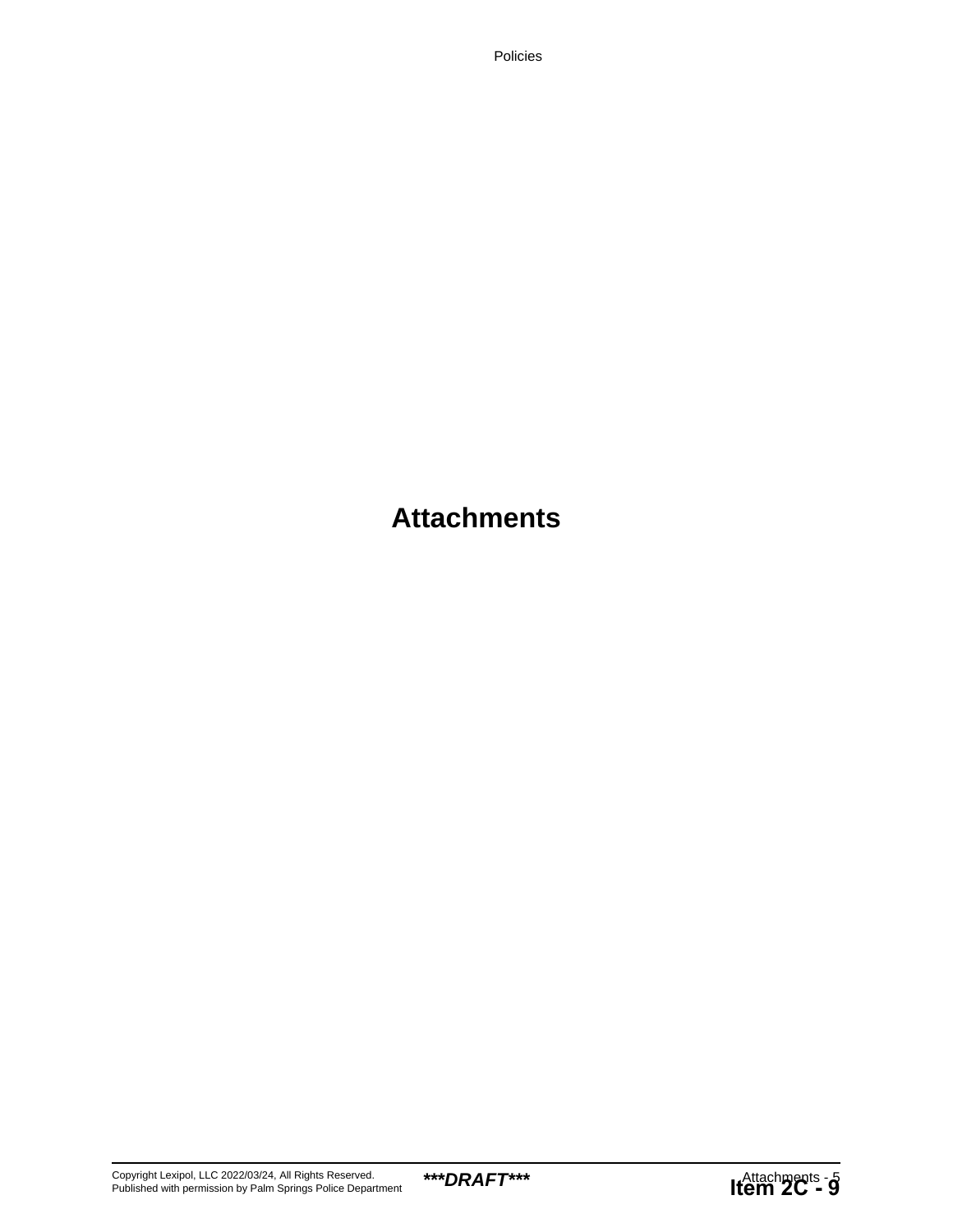# Attachments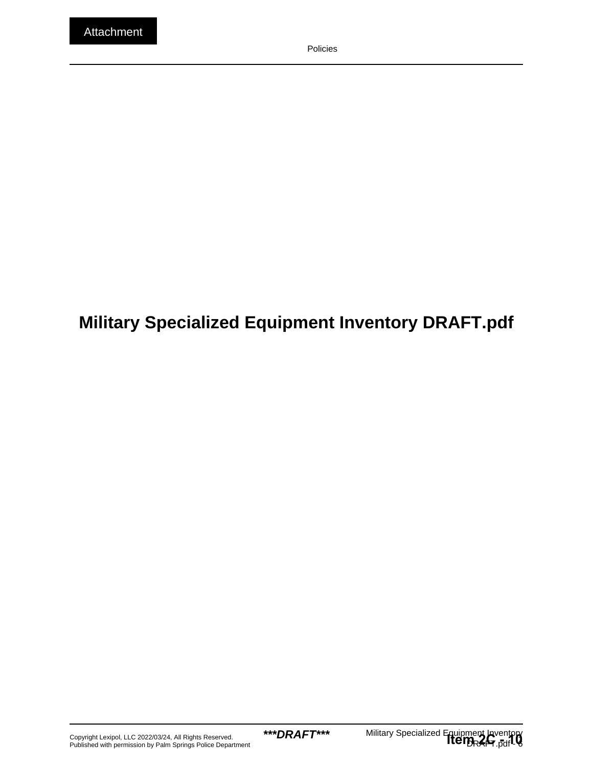Attachment

# Military Specialized Equipment Inventory DRAFT.pdf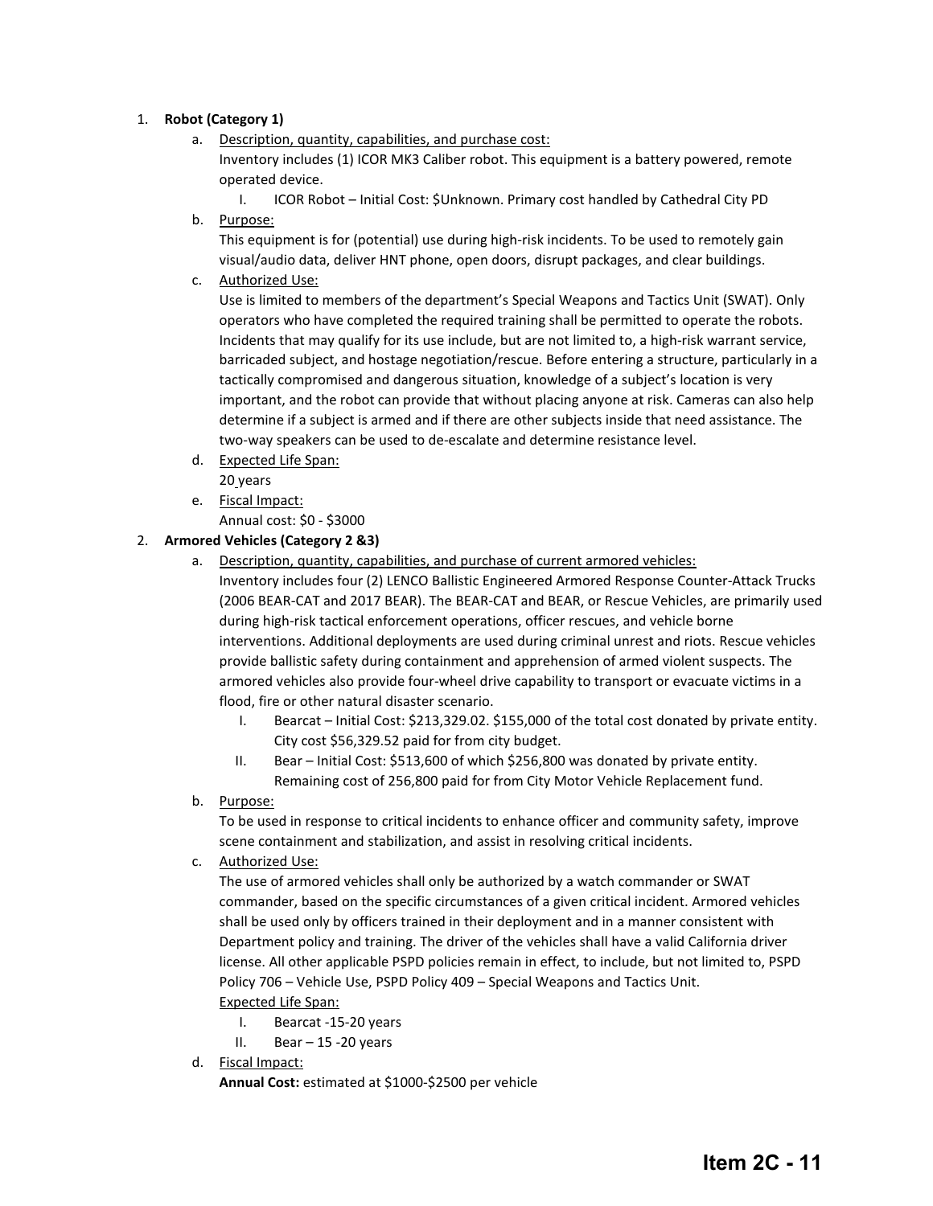1. **Robot (Category 1)**
   a. Description, quantity, capabilities, and purchase cost:
      Inventory includes (1) ICOR MK3 Caliber robot. This equipment is a battery powered, remote operated device.
      I. ICOR Robot – Initial Cost: $Unknown. Primary cost handled by Cathedral City PD
   b. Purpose:
      This equipment is for (potential) use during high-risk incidents. To be used to remotely gain visual/audio data, deliver HNT phone, open doors, disrupt packages, and clear buildings.
   c. Authorized Use:
      Use is limited to members of the department's Special Weapons and Tactics Unit (SWAT). Only operators who have completed the required training shall be permitted to operate the robots. Incidents that may qualify for its use include, but are not limited to, a high-risk warrant service, barricaded subject, and hostage negotiation/rescue. Before entering a structure, particularly in a tactically compromised and dangerous situation, knowledge of a subject's location is very important, and the robot can provide that without placing anyone at risk. Cameras can also help determine if a subject is armed and if there are other subjects inside that need assistance. The two-way speakers can be used to de-escalate and determine resistance level.
   d. Expected Life Span:
      20 years
   e. Fiscal Impact:
      Annual cost: $0 - $3000
2. **Armored Vehicles (Category 2 &3)**
   a. Description, quantity, capabilities, and purchase of current armored vehicles:
      Inventory includes four (2) LENCO Ballistic Engineered Armored Response Counter-Attack Trucks (2006 BEAR-CAT and 2017 BEAR). The BEAR-CAT and BEAR, or Rescue Vehicles, are primarily used during high-risk tactical enforcement operations, officer rescues, and vehicle borne interventions. Additional deployments are used during criminal unrest and riots. Rescue vehicles provide ballistic safety during containment and apprehension of armed violent suspects. The armored vehicles also provide four-wheel drive capability to transport or evacuate victims in a flood, fire or other natural disaster scenario.
      I. Bearcat – Initial Cost: $213,329.02. $155,000 of the total cost donated by private entity. City cost $56,329.52 paid for from city budget.
      II. Bear – Initial Cost: $513,600 of which $256,800 was donated by private entity. Remaining cost of 256,800 paid for from City Motor Vehicle Replacement fund.
   b. Purpose:
      To be used in response to critical incidents to enhance officer and community safety, improve scene containment and stabilization, and assist in resolving critical incidents.
   c. Authorized Use:
      The use of armored vehicles shall only be authorized by a watch commander or SWAT commander, based on the specific circumstances of a given critical incident. Armored vehicles shall be used only by officers trained in their deployment and in a manner consistent with Department policy and training. The driver of the vehicles shall have a valid California driver license. All other applicable PSPD policies remain in effect, to include, but not limited to, PSPD Policy 706 – Vehicle Use, PSPD Policy 409 – Special Weapons and Tactics Unit.
      Expected Life Span:
      I. Bearcat -15-20 years
      II. Bear – 15 -20 years
   d. Fiscal Impact:
      **Annual Cost:** estimated at $1000-$2500 per vehicle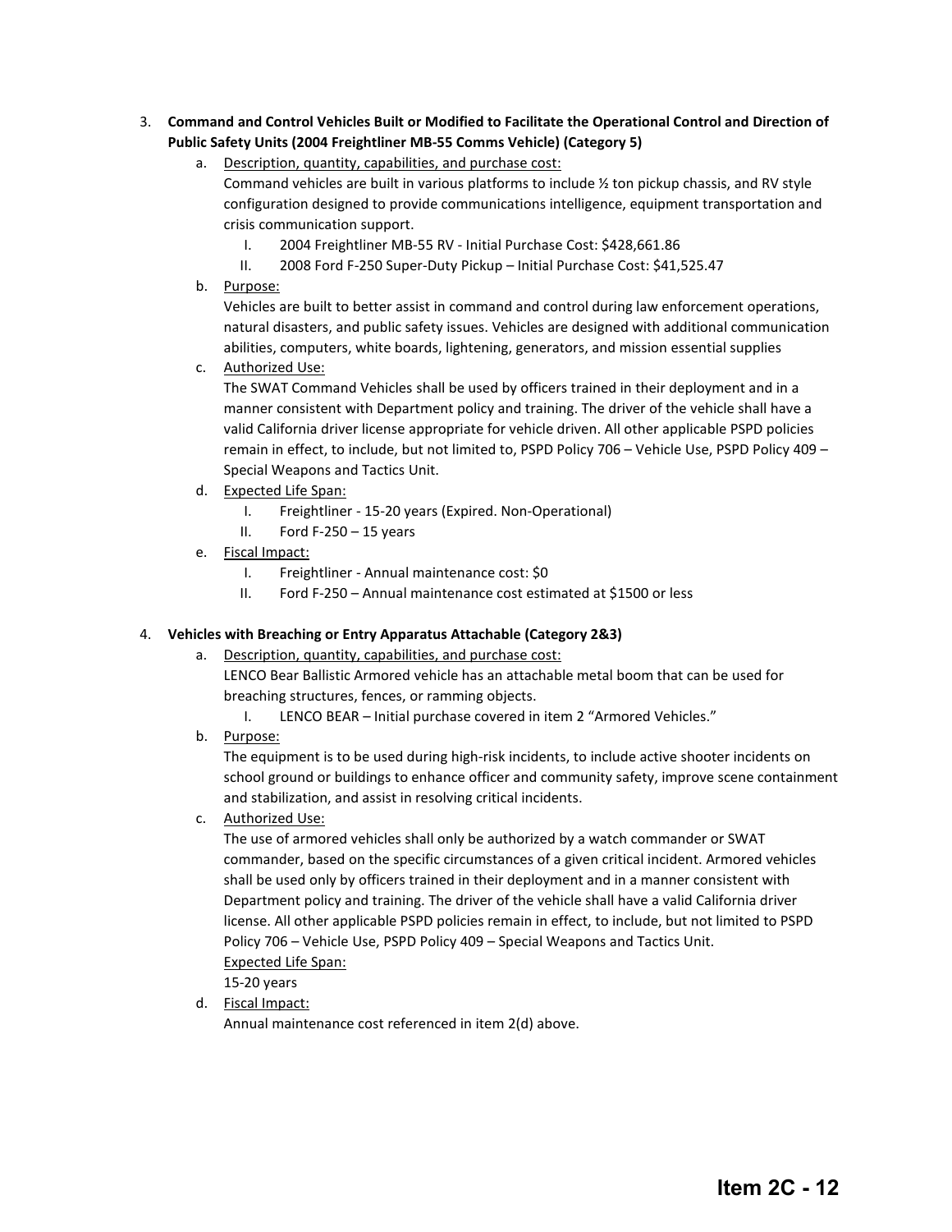3. **Command and Control Vehicles Built or Modified to Facilitate the Operational Control and Direction of Public Safety Units (2004 Freightliner MB-55 Comms Vehicle) (Category 5)**
   a. Description, quantity, capabilities, and purchase cost:
   Command vehicles are built in various platforms to include ½ ton pickup chassis, and RV style configuration designed to provide communications intelligence, equipment transportation and crisis communication support.
      I. 2004 Freightliner MB-55 RV - Initial Purchase Cost: $428,661.86
      II. 2008 Ford F-250 Super-Duty Pickup – Initial Purchase Cost: $41,525.47
   b. Purpose:
   Vehicles are built to better assist in command and control during law enforcement operations, natural disasters, and public safety issues. Vehicles are designed with additional communication abilities, computers, white boards, lightening, generators, and mission essential supplies
   c. Authorized Use:
   The SWAT Command Vehicles shall be used by officers trained in their deployment and in a manner consistent with Department policy and training. The driver of the vehicle shall have a valid California driver license appropriate for vehicle driven. All other applicable PSPD policies remain in effect, to include, but not limited to, PSPD Policy 706 – Vehicle Use, PSPD Policy 409 – Special Weapons and Tactics Unit.
   d. Expected Life Span:
      I. Freightliner - 15-20 years (Expired. Non-Operational)
      II. Ford F-250 – 15 years
   e. Fiscal Impact:
      I. Freightliner - Annual maintenance cost: $0
      II. Ford F-250 – Annual maintenance cost estimated at $1500 or less

4. **Vehicles with Breaching or Entry Apparatus Attachable (Category 2&3)**
   a. Description, quantity, capabilities, and purchase cost:
   LENCO Bear Ballistic Armored vehicle has an attachable metal boom that can be used for breaching structures, fences, or ramming objects.
      I. LENCO BEAR – Initial purchase covered in item 2 "Armored Vehicles."
   b. Purpose:
   The equipment is to be used during high-risk incidents, to include active shooter incidents on school ground or buildings to enhance officer and community safety, improve scene containment and stabilization, and assist in resolving critical incidents.
   c. Authorized Use:
   The use of armored vehicles shall only be authorized by a watch commander or SWAT commander, based on the specific circumstances of a given critical incident. Armored vehicles shall be used only by officers trained in their deployment and in a manner consistent with Department policy and training. The driver of the vehicle shall have a valid California driver license. All other applicable PSPD policies remain in effect, to include, but not limited to PSPD Policy 706 – Vehicle Use, PSPD Policy 409 – Special Weapons and Tactics Unit.
   Expected Life Span:
   15-20 years
   d. Fiscal Impact:
   Annual maintenance cost referenced in item 2(d) above.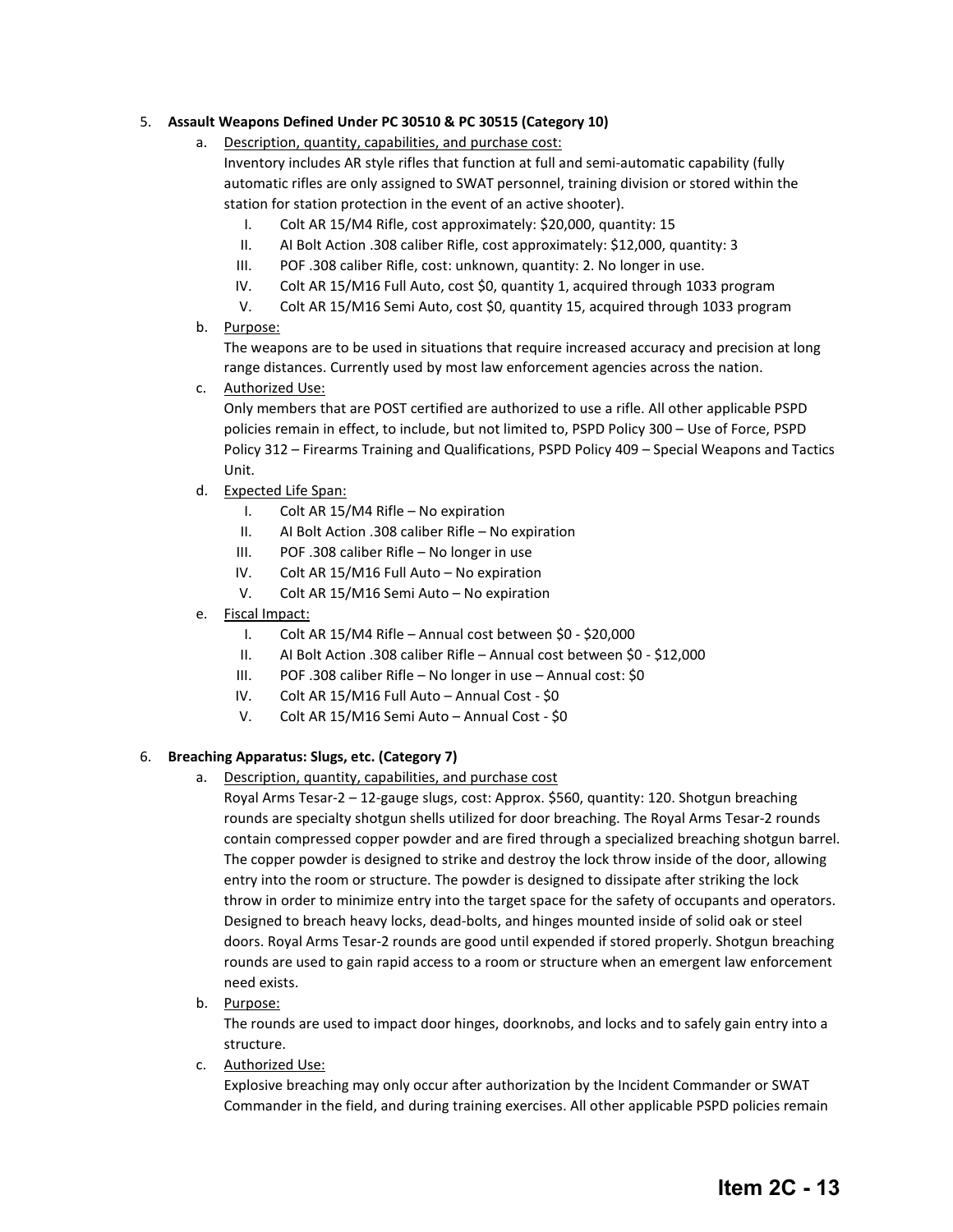5. **Assault Weapons Defined Under PC 30510 & PC 30515 (Category 10)**

   a. Description, quantity, capabilities, and purchase cost:
      Inventory includes AR style rifles that function at full and semi-automatic capability (fully automatic rifles are only assigned to SWAT personnel, training division or stored within the station for station protection in the event of an active shooter).

      I. Colt AR 15/M4 Rifle, cost approximately: $20,000, quantity: 15
      II. AI Bolt Action .308 caliber Rifle, cost approximately: $12,000, quantity: 3
      III. POF .308 caliber Rifle, cost: unknown, quantity: 2. No longer in use.
      IV. Colt AR 15/M16 Full Auto, cost $0, quantity 1, acquired through 1033 program
      V. Colt AR 15/M16 Semi Auto, cost $0, quantity 15, acquired through 1033 program

   b. Purpose:
      The weapons are to be used in situations that require increased accuracy and precision at long range distances. Currently used by most law enforcement agencies across the nation.

   c. Authorized Use:
      Only members that are POST certified are authorized to use a rifle. All other applicable PSPD policies remain in effect, to include, but not limited to, PSPD Policy 300 – Use of Force, PSPD Policy 312 – Firearms Training and Qualifications, PSPD Policy 409 – Special Weapons and Tactics Unit.

   d. Expected Life Span:

      I. Colt AR 15/M4 Rifle – No expiration
      II. AI Bolt Action .308 caliber Rifle – No expiration
      III. POF .308 caliber Rifle – No longer in use
      IV. Colt AR 15/M16 Full Auto – No expiration
      V. Colt AR 15/M16 Semi Auto – No expiration

   e. Fiscal Impact:

      I. Colt AR 15/M4 Rifle – Annual cost between $0 - $20,000
      II. AI Bolt Action .308 caliber Rifle – Annual cost between $0 - $12,000
      III. POF .308 caliber Rifle – No longer in use – Annual cost: $0
      IV. Colt AR 15/M16 Full Auto – Annual Cost - $0
      V. Colt AR 15/M16 Semi Auto – Annual Cost - $0

6. **Breaching Apparatus: Slugs, etc. (Category 7)**

   a. Description, quantity, capabilities, and purchase cost
      Royal Arms Tesar-2 – 12-gauge slugs, cost: Approx. $560, quantity: 120. Shotgun breaching rounds are specialty shotgun shells utilized for door breaching. The Royal Arms Tesar-2 rounds contain compressed copper powder and are fired through a specialized breaching shotgun barrel. The copper powder is designed to strike and destroy the lock throw inside of the door, allowing entry into the room or structure. The powder is designed to dissipate after striking the lock throw in order to minimize entry into the target space for the safety of occupants and operators. Designed to breach heavy locks, dead-bolts, and hinges mounted inside of solid oak or steel doors. Royal Arms Tesar-2 rounds are good until expended if stored properly. Shotgun breaching rounds are used to gain rapid access to a room or structure when an emergent law enforcement need exists.

   b. Purpose:
      The rounds are used to impact door hinges, doorknobs, and locks and to safely gain entry into a structure.

   c. Authorized Use:
      Explosive breaching may only occur after authorization by the Incident Commander or SWAT Commander in the field, and during training exercises. All other applicable PSPD policies remain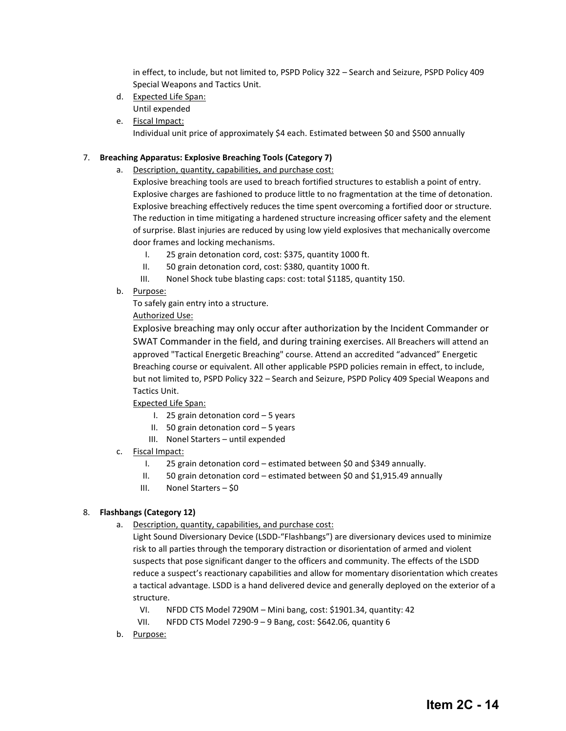in effect, to include, but not limited to, PSPD Policy 322 – Search and Seizure, PSPD Policy 409 Special Weapons and Tactics Unit.

d. Expected Life Span:
   Until expended

e. Fiscal Impact:
   Individual unit price of approximately $4 each. Estimated between $0 and $500 annually

7. **Breaching Apparatus: Explosive Breaching Tools (Category 7)**

   a. Description, quantity, capabilities, and purchase cost:
      Explosive breaching tools are used to breach fortified structures to establish a point of entry. Explosive charges are fashioned to produce little to no fragmentation at the time of detonation. Explosive breaching effectively reduces the time spent overcoming a fortified door or structure. The reduction in time mitigating a hardened structure increasing officer safety and the element of surprise. Blast injuries are reduced by using low yield explosives that mechanically overcome door frames and locking mechanisms.

      I. 25 grain detonation cord, cost: $375, quantity 1000 ft.
      II. 50 grain detonation cord, cost: $380, quantity 1000 ft.
      III. Nonel Shock tube blasting caps: cost: total $1185, quantity 150.

   b. Purpose:
      To safely gain entry into a structure.

      Authorized Use:

      Explosive breaching may only occur after authorization by the Incident Commander or SWAT Commander in the field, and during training exercises. All Breachers will attend an approved "Tactical Energetic Breaching" course. Attend an accredited "advanced" Energetic Breaching course or equivalent. All other applicable PSPD policies remain in effect, to include, but not limited to, PSPD Policy 322 – Search and Seizure, PSPD Policy 409 Special Weapons and Tactics Unit.

      Expected Life Span:

      I. 25 grain detonation cord – 5 years
      II. 50 grain detonation cord – 5 years
      III. Nonel Starters – until expended

   c. Fiscal Impact:

      I. 25 grain detonation cord – estimated between $0 and $349 annually.
      II. 50 grain detonation cord – estimated between $0 and $1,915.49 annually
      III. Nonel Starters – $0

8. **Flashbangs (Category 12)**

   a. Description, quantity, capabilities, and purchase cost:
      Light Sound Diversionary Device (LSDD-"Flashbangs") are diversionary devices used to minimize risk to all parties through the temporary distraction or disorientation of armed and violent suspects that pose significant danger to the officers and community. The effects of the LSDD reduce a suspect's reactionary capabilities and allow for momentary disorientation which creates a tactical advantage. LSDD is a hand delivered device and generally deployed on the exterior of a structure.

      VI. NFDD CTS Model 7290M – Mini bang, cost: $1901.34, quantity: 42
      VII. NFDD CTS Model 7290-9 – 9 Bang, cost: $642.06, quantity 6

   b. Purpose: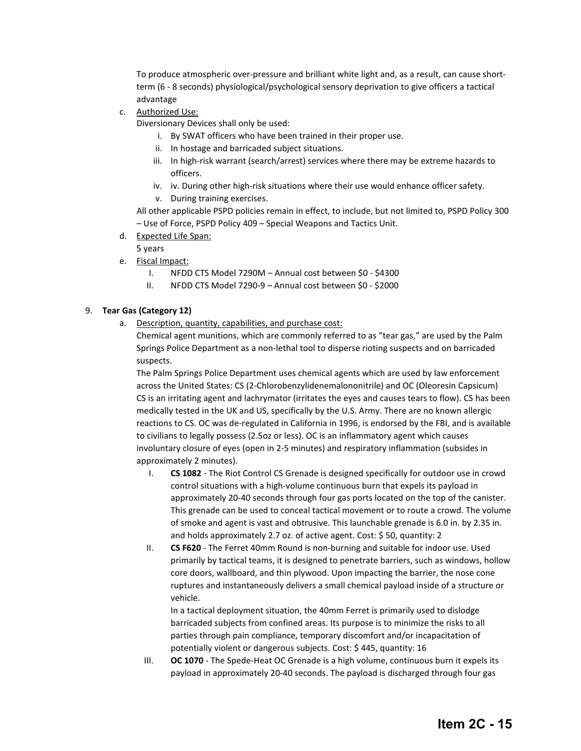To produce atmospheric over-pressure and brilliant white light and, as a result, can cause short-term (6 - 8 seconds) physiological/psychological sensory deprivation to give officers a tactical advantage

c. Authorized Use:
   Diversionary Devices shall only be used:
   i. By SWAT officers who have been trained in their proper use.
   ii. In hostage and barricaded subject situations.
   iii. In high-risk warrant (search/arrest) services where there may be extreme hazards to officers.
   iv. iv. During other high-risk situations where their use would enhance officer safety.
   v. During training exercises.

   All other applicable PSPD policies remain in effect, to include, but not limited to, PSPD Policy 300 – Use of Force, PSPD Policy 409 – Special Weapons and Tactics Unit.

d. Expected Life Span:
   5 years

e. Fiscal Impact:
   I. NFDD CTS Model 7290M – Annual cost between $0 - $4300
   II. NFDD CTS Model 7290-9 – Annual cost between $0 - $2000

9. **Tear Gas (Category 12)**

a. Description, quantity, capabilities, and purchase cost:
   Chemical agent munitions, which are commonly referred to as "tear gas," are used by the Palm Springs Police Department as a non-lethal tool to disperse rioting suspects and on barricaded suspects.
   The Palm Springs Police Department uses chemical agents which are used by law enforcement across the United States: CS (2-Chlorobenzylidenemalononitrile) and OC (Oleoresin Capsicum)
   CS is an irritating agent and lachrymator (irritates the eyes and causes tears to flow). CS has been medically tested in the UK and US, specifically by the U.S. Army. There are no known allergic reactions to CS. OC was de-regulated in California in 1996, is endorsed by the FBI, and is available to civilians to legally possess (2.5oz or less). OC is an inflammatory agent which causes involuntary closure of eyes (open in 2-5 minutes) and respiratory inflammation (subsides in approximately 2 minutes).

   I. **CS 1082** - The Riot Control CS Grenade is designed specifically for outdoor use in crowd control situations with a high-volume continuous burn that expels its payload in approximately 20-40 seconds through four gas ports located on the top of the canister. This grenade can be used to conceal tactical movement or to route a crowd. The volume of smoke and agent is vast and obtrusive. This launchable grenade is 6.0 in. by 2.35 in. and holds approximately 2.7 oz. of active agent. Cost: $ 50, quantity: 2
   II. **CS F620** - The Ferret 40mm Round is non-burning and suitable for indoor use. Used primarily by tactical teams, it is designed to penetrate barriers, such as windows, hollow core doors, wallboard, and thin plywood. Upon impacting the barrier, the nose cone ruptures and instantaneously delivers a small chemical payload inside of a structure or vehicle.
   In a tactical deployment situation, the 40mm Ferret is primarily used to dislodge barricaded subjects from confined areas. Its purpose is to minimize the risks to all parties through pain compliance, temporary discomfort and/or incapacitation of potentially violent or dangerous subjects. Cost: $ 445, quantity: 16
   III. **OC 1070** - The Spede-Heat OC Grenade is a high volume, continuous burn it expels its payload in approximately 20-40 seconds. The payload is discharged through four gas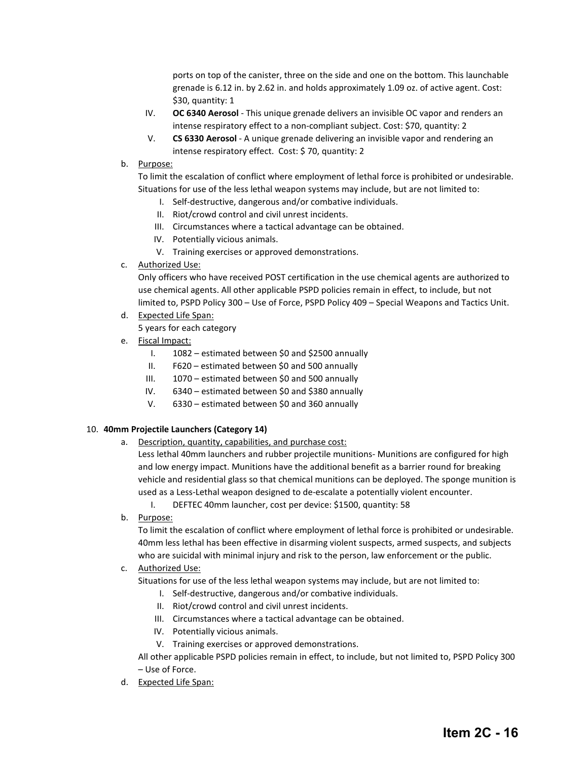ports on top of the canister, three on the side and one on the bottom. This launchable grenade is 6.12 in. by 2.62 in. and holds approximately 1.09 oz. of active agent. Cost: $30, quantity: 1

IV. **OC 6340 Aerosol** - This unique grenade delivers an invisible OC vapor and renders an intense respiratory effect to a non-compliant subject. Cost: $70, quantity: 2

V. **CS 6330 Aerosol** - A unique grenade delivering an invisible vapor and rendering an intense respiratory effect. Cost: $ 70, quantity: 2

b. Purpose:

To limit the escalation of conflict where employment of lethal force is prohibited or undesirable. Situations for use of the less lethal weapon systems may include, but are not limited to:

I. Self-destructive, dangerous and/or combative individuals.
II. Riot/crowd control and civil unrest incidents.
III. Circumstances where a tactical advantage can be obtained.
IV. Potentially vicious animals.
V. Training exercises or approved demonstrations.

c. Authorized Use:

Only officers who have received POST certification in the use chemical agents are authorized to use chemical agents. All other applicable PSPD policies remain in effect, to include, but not limited to, PSPD Policy 300 – Use of Force, PSPD Policy 409 – Special Weapons and Tactics Unit.

d. Expected Life Span:

5 years for each category

e. Fiscal Impact:

I. 1082 – estimated between $0 and $2500 annually
II. F620 – estimated between $0 and 500 annually
III. 1070 – estimated between $0 and 500 annually
IV. 6340 – estimated between $0 and $380 annually
V. 6330 – estimated between $0 and 360 annually

10. **40mm Projectile Launchers (Category 14)**

a. Description, quantity, capabilities, and purchase cost:

Less lethal 40mm launchers and rubber projectile munitions- Munitions are configured for high and low energy impact. Munitions have the additional benefit as a barrier round for breaking vehicle and residential glass so that chemical munitions can be deployed. The sponge munition is used as a Less-Lethal weapon designed to de-escalate a potentially violent encounter.

I. DEFTEC 40mm launcher, cost per device: $1500, quantity: 58

b. Purpose:

To limit the escalation of conflict where employment of lethal force is prohibited or undesirable. 40mm less lethal has been effective in disarming violent suspects, armed suspects, and subjects who are suicidal with minimal injury and risk to the person, law enforcement or the public.

c. Authorized Use:

Situations for use of the less lethal weapon systems may include, but are not limited to:

I. Self-destructive, dangerous and/or combative individuals.
II. Riot/crowd control and civil unrest incidents.
III. Circumstances where a tactical advantage can be obtained.
IV. Potentially vicious animals.
V. Training exercises or approved demonstrations.

All other applicable PSPD policies remain in effect, to include, but not limited to, PSPD Policy 300 – Use of Force.

d. Expected Life Span: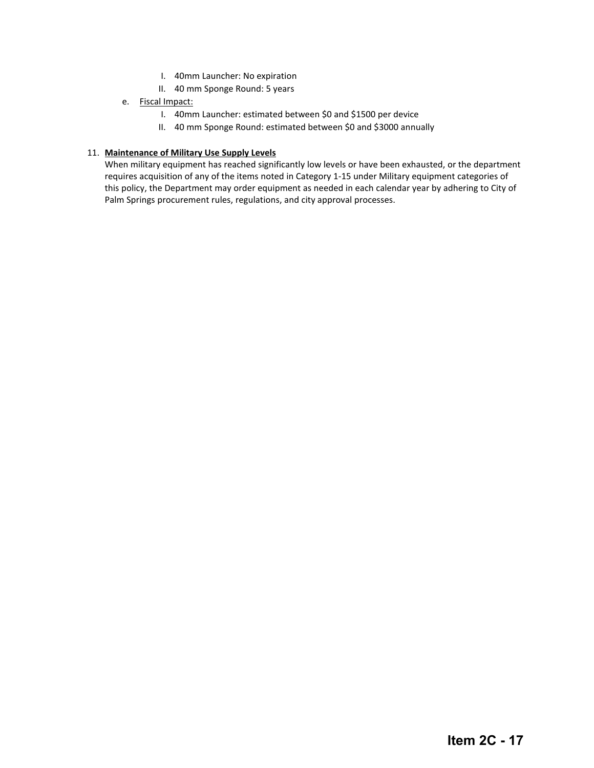I. 40mm Launcher: No expiration
   II. 40 mm Sponge Round: 5 years

e. <u>Fiscal Impact:</u>
   I. 40mm Launcher: estimated between $0 and $1500 per device
   II. 40 mm Sponge Round: estimated between $0 and $3000 annually

11. **<u>Maintenance of Military Use Supply Levels</u>**
    When military equipment has reached significantly low levels or have been exhausted, or the department requires acquisition of any of the items noted in Category 1-15 under Military equipment categories of this policy, the Department may order equipment as needed in each calendar year by adhering to City of Palm Springs procurement rules, regulations, and city approval processes.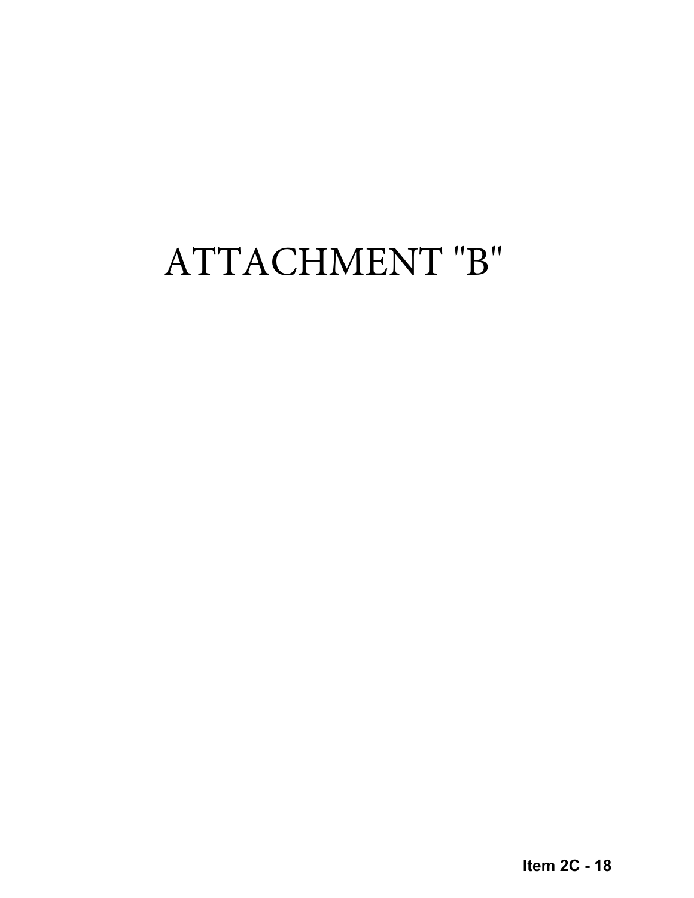# ATTACHMENT "B"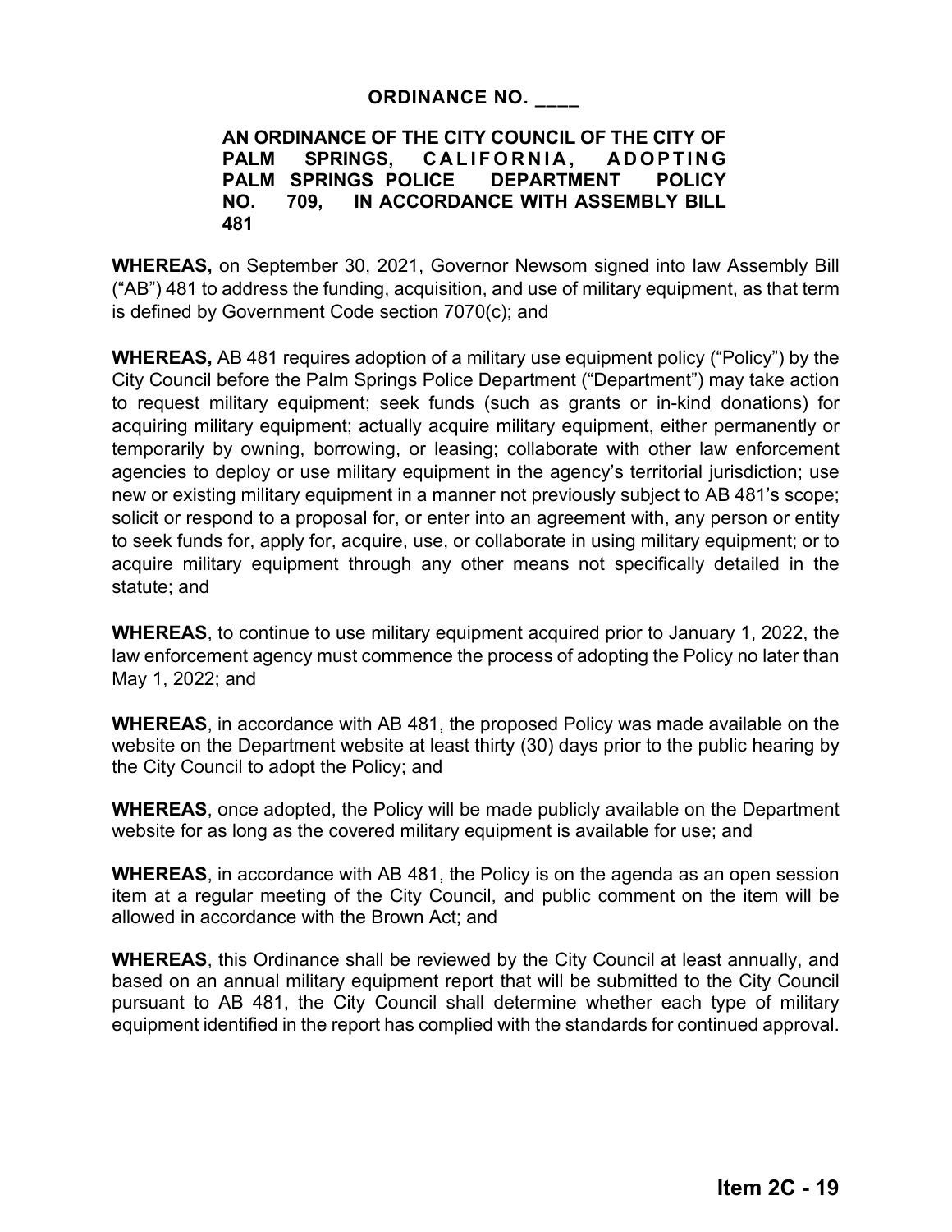**ORDINANCE NO. \_\_\_\_**

**AN ORDINANCE OF THE CITY COUNCIL OF THE CITY OF PALM SPRINGS, CALIFORNIA, ADOPTING PALM SPRINGS POLICE DEPARTMENT POLICY NO. 709, IN ACCORDANCE WITH ASSEMBLY BILL 481**

**WHEREAS,** on September 30, 2021, Governor Newsom signed into law Assembly Bill ("AB") 481 to address the funding, acquisition, and use of military equipment, as that term is defined by Government Code section 7070(c); and

**WHEREAS,** AB 481 requires adoption of a military use equipment policy ("Policy") by the City Council before the Palm Springs Police Department ("Department") may take action to request military equipment; seek funds (such as grants or in-kind donations) for acquiring military equipment; actually acquire military equipment, either permanently or temporarily by owning, borrowing, or leasing; collaborate with other law enforcement agencies to deploy or use military equipment in the agency's territorial jurisdiction; use new or existing military equipment in a manner not previously subject to AB 481's scope; solicit or respond to a proposal for, or enter into an agreement with, any person or entity to seek funds for, apply for, acquire, use, or collaborate in using military equipment; or to acquire military equipment through any other means not specifically detailed in the statute; and

**WHEREAS**, to continue to use military equipment acquired prior to January 1, 2022, the law enforcement agency must commence the process of adopting the Policy no later than May 1, 2022; and

**WHEREAS**, in accordance with AB 481, the proposed Policy was made available on the website on the Department website at least thirty (30) days prior to the public hearing by the City Council to adopt the Policy; and

**WHEREAS**, once adopted, the Policy will be made publicly available on the Department website for as long as the covered military equipment is available for use; and

**WHEREAS**, in accordance with AB 481, the Policy is on the agenda as an open session item at a regular meeting of the City Council, and public comment on the item will be allowed in accordance with the Brown Act; and

**WHEREAS**, this Ordinance shall be reviewed by the City Council at least annually, and based on an annual military equipment report that will be submitted to the City Council pursuant to AB 481, the City Council shall determine whether each type of military equipment identified in the report has complied with the standards for continued approval.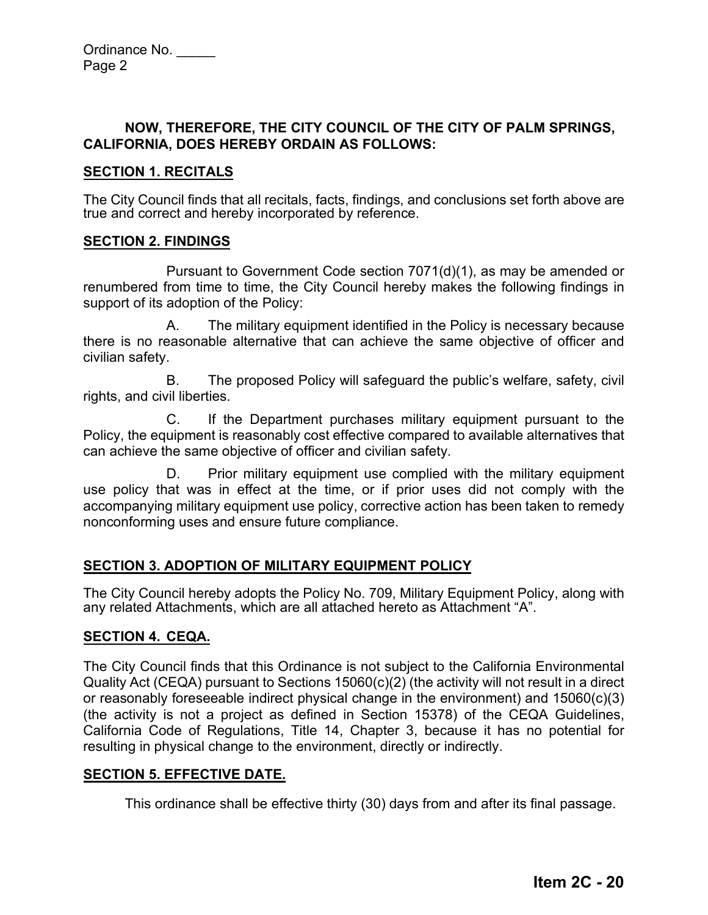**NOW, THEREFORE, THE CITY COUNCIL OF THE CITY OF PALM SPRINGS, CALIFORNIA, DOES HEREBY ORDAIN AS FOLLOWS:**

## SECTION 1. RECITALS

The City Council finds that all recitals, facts, findings, and conclusions set forth above are true and correct and hereby incorporated by reference.

## SECTION 2. FINDINGS

Pursuant to Government Code section 7071(d)(1), as may be amended or renumbered from time to time, the City Council hereby makes the following findings in support of its adoption of the Policy:

A. The military equipment identified in the Policy is necessary because there is no reasonable alternative that can achieve the same objective of officer and civilian safety.

B. The proposed Policy will safeguard the public's welfare, safety, civil rights, and civil liberties.

C. If the Department purchases military equipment pursuant to the Policy, the equipment is reasonably cost effective compared to available alternatives that can achieve the same objective of officer and civilian safety.

D. Prior military equipment use complied with the military equipment use policy that was in effect at the time, or if prior uses did not comply with the accompanying military equipment use policy, corrective action has been taken to remedy nonconforming uses and ensure future compliance.

## SECTION 3. ADOPTION OF MILITARY EQUIPMENT POLICY

The City Council hereby adopts the Policy No. 709, Military Equipment Policy, along with any related Attachments, which are all attached hereto as Attachment "A".

## SECTION 4. CEQA.

The City Council finds that this Ordinance is not subject to the California Environmental Quality Act (CEQA) pursuant to Sections 15060(c)(2) (the activity will not result in a direct or reasonably foreseeable indirect physical change in the environment) and 15060(c)(3) (the activity is not a project as defined in Section 15378) of the CEQA Guidelines, California Code of Regulations, Title 14, Chapter 3, because it has no potential for resulting in physical change to the environment, directly or indirectly.

## SECTION 5. EFFECTIVE DATE.

This ordinance shall be effective thirty (30) days from and after its final passage.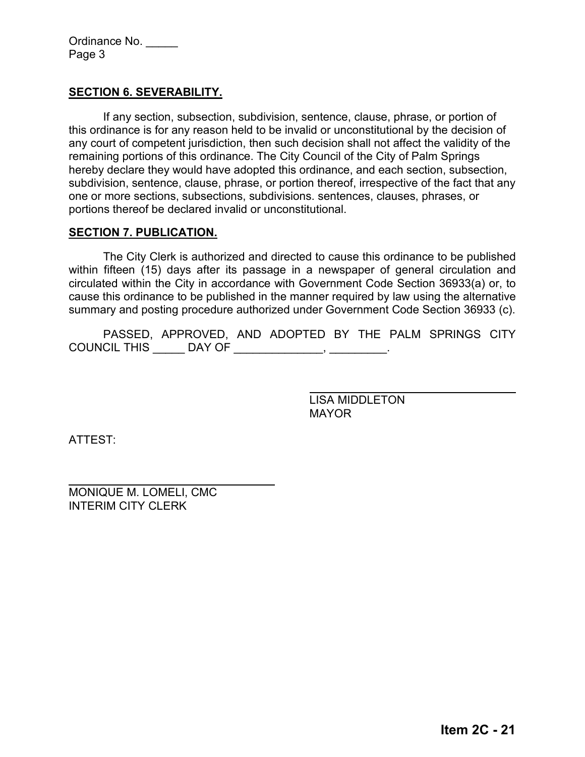Ordinance No. _____
Page 3

**SECTION 6. SEVERABILITY.**

If any section, subsection, subdivision, sentence, clause, phrase, or portion of this ordinance is for any reason held to be invalid or unconstitutional by the decision of any court of competent jurisdiction, then such decision shall not affect the validity of the remaining portions of this ordinance. The City Council of the City of Palm Springs hereby declare they would have adopted this ordinance, and each section, subsection, subdivision, sentence, clause, phrase, or portion thereof, irrespective of the fact that any one or more sections, subsections, subdivisions. sentences, clauses, phrases, or portions thereof be declared invalid or unconstitutional.

**SECTION 7. PUBLICATION.**

The City Clerk is authorized and directed to cause this ordinance to be published within fifteen (15) days after its passage in a newspaper of general circulation and circulated within the City in accordance with Government Code Section 36933(a) or, to cause this ordinance to be published in the manner required by law using the alternative summary and posting procedure authorized under Government Code Section 36933 (c).

PASSED, APPROVED, AND ADOPTED BY THE PALM SPRINGS CITY COUNCIL THIS _____ DAY OF ______________, _________.

_______________________________
LISA MIDDLETON
MAYOR

ATTEST:

_______________________________
MONIQUE M. LOMELI, CMC
INTERIM CITY CLERK

**Item 2C - 21**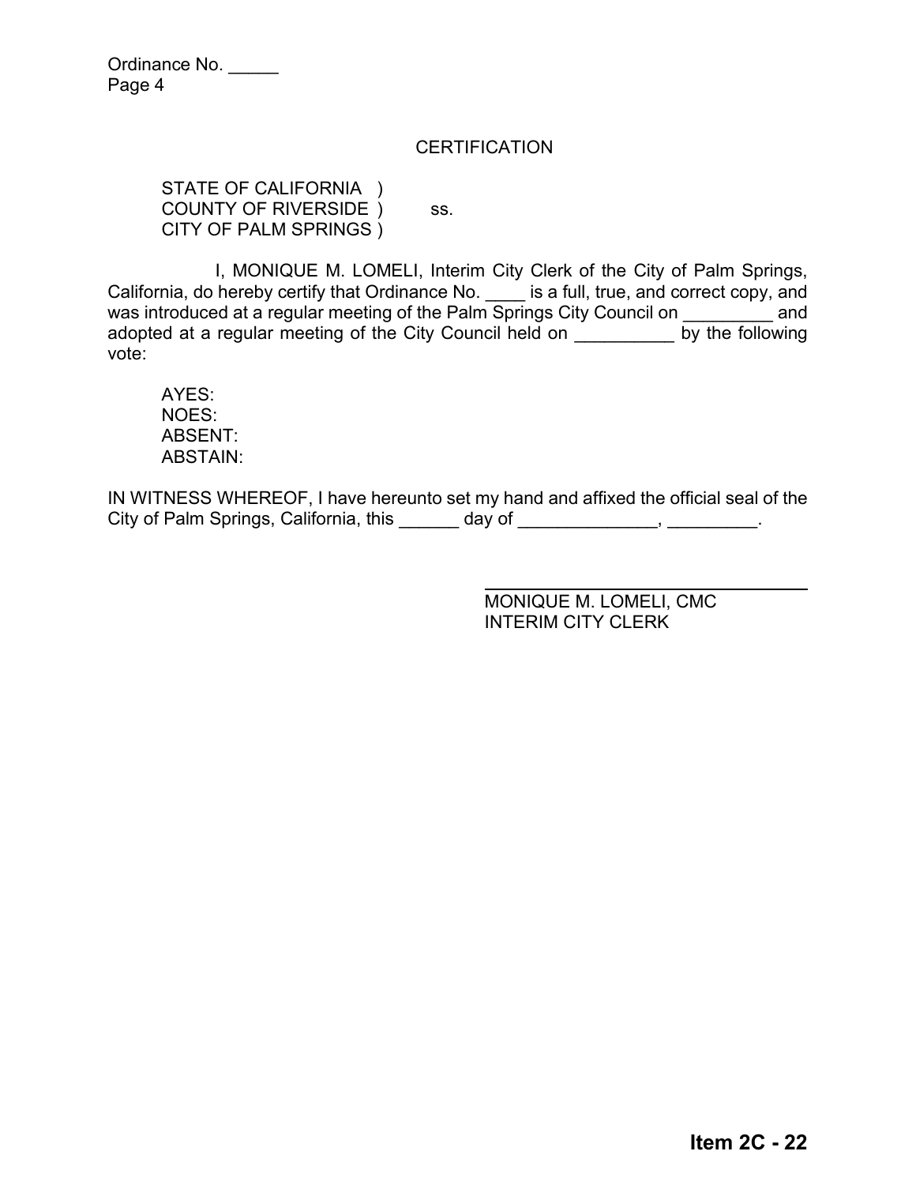Ordinance No. _____
Page 4

CERTIFICATION

STATE OF CALIFORNIA )
COUNTY OF RIVERSIDE ) ss.
CITY OF PALM SPRINGS )

I, MONIQUE M. LOMELI, Interim City Clerk of the City of Palm Springs, California, do hereby certify that Ordinance No. ____ is a full, true, and correct copy, and was introduced at a regular meeting of the Palm Springs City Council on _________ and adopted at a regular meeting of the City Council held on __________ by the following vote:

AYES:
NOES:
ABSENT:
ABSTAIN:

IN WITNESS WHEREOF, I have hereunto set my hand and affixed the official seal of the City of Palm Springs, California, this ______ day of ______________, _________.

MONIQUE M. LOMELI, CMC
INTERIM CITY CLERK